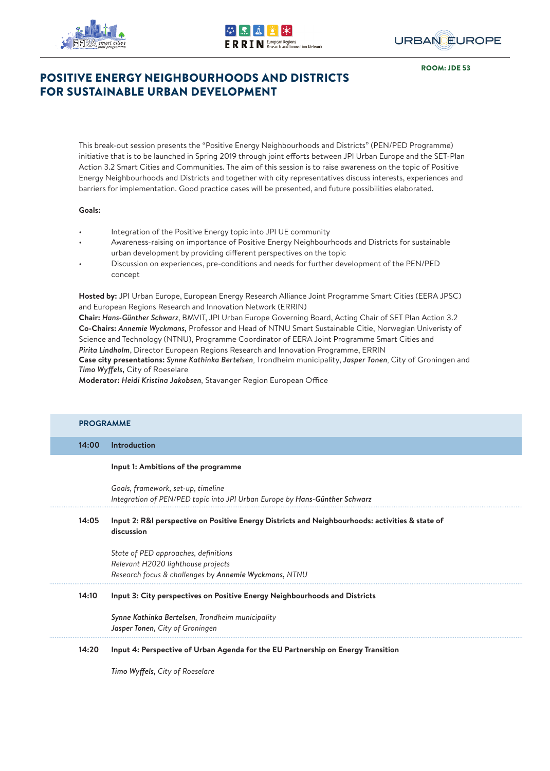ROOM: JDE 53

# POSITIVE ENERGY NEIGHBOURHOODS AND DISTRICTS FOR SUSTAINABLE URBAN DEVELOPMENT

This break-out session presents the "Positive Energy Neighbourhoods and Districts" (PEN/PED Programme) initiative that is to be launched in Spring 2019 through joint efforts between JPI Urban Europe and the SET-Plan Action 3.2 Smart Cities and Communities. The aim of this session is to raise awareness on the topic of Positive Energy Neighbourhoods and Districts and together with city representatives discuss interests, experiences and barriers for implementation. Good practice cases will be presented, and future possibilities elaborated.

**Goals:**

- Integration of the Positive Energy topic into JPI UE community
- Awareness-raising on importance of Positive Energy Neighbourhoods and Districts for sustainable urban development by providing different perspectives on the topic
- Discussion on experiences, pre-conditions and needs for further development of the PEN/PED concept

**Hosted by:** JPI Urban Europe, European Energy Research Alliance Joint Programme Smart Cities (EERA JPSC) and European Regions Research and Innovation Network (ERRIN)
**Chair:** *Hans-Günther Schwarz*, BMVIT, JPI Urban Europe Governing Board, Acting Chair of SET Plan Action 3.2
**Co-Chairs:** *Annemie Wyckmans*, Professor and Head of NTNU Smart Sustainable Citie, Norwegian Univeristy of Science and Technology (NTNU), Programme Coordinator of EERA Joint Programme Smart Cities and *Pirita Lindholm*, Director European Regions Research and Innovation Programme, ERRIN
**Case city presentations:** *Synne Kathinka Bertelsen*, Trondheim municipality, *Jasper Tonen*, City of Groningen and *Timo Wyffels*, City of Roeselare
**Moderator:** *Heidi Kristina Jakobsen*, Stavanger Region European Office

## PROGRAMME

**14:00 Introduction**

**Input 1: Ambitions of the programme**

*Goals, framework, set-up, timeline*
*Integration of PEN/PED topic into JPI Urban Europe by* ***Hans-Günther Schwarz***

**14:05 Input 2: R&I perspective on Positive Energy Districts and Neighbourhoods: activities & state of discussion**

*State of PED approaches, definitions*
*Relevant H2020 lighthouse projects*
*Research focus & challenges* by ***Annemie Wyckmans**, NTNU*

**14:10 Input 3: City perspectives on Positive Energy Neighbourhoods and Districts**

***Synne Kathinka Bertelsen**, Trondheim municipality*
***Jasper Tonen**, City of Groningen*

**14:20 Input 4: Perspective of Urban Agenda for the EU Partnership on Energy Transition**

***Timo Wyffels**, City of Roeselare*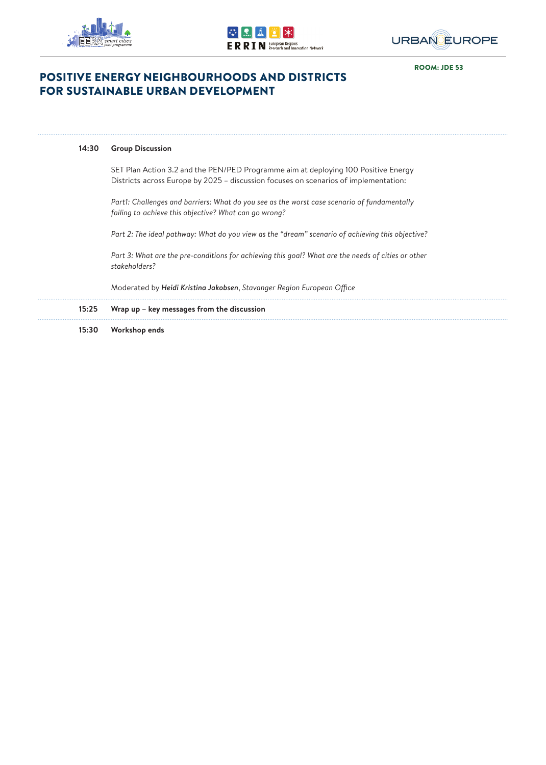**ROOM: JDE 53**

# POSITIVE ENERGY NEIGHBOURHOODS AND DISTRICTS FOR SUSTAINABLE URBAN DEVELOPMENT

**14:30 Group Discussion**

SET Plan Action 3.2 and the PEN/PED Programme aim at deploying 100 Positive Energy Districts across Europe by 2025 – discussion focuses on scenarios of implementation:

*Part1: Challenges and barriers: What do you see as the worst case scenario of fundamentally failing to achieve this objective? What can go wrong?*

*Part 2: The ideal pathway: What do you view as the "dream" scenario of achieving this objective?*

*Part 3: What are the pre-conditions for achieving this goal? What are the needs of cities or other stakeholders?*

Moderated by ***Heidi Kristina Jakobsen***, *Stavanger Region European Office*

**15:25 Wrap up – key messages from the discussion**

**15:30 Workshop ends**